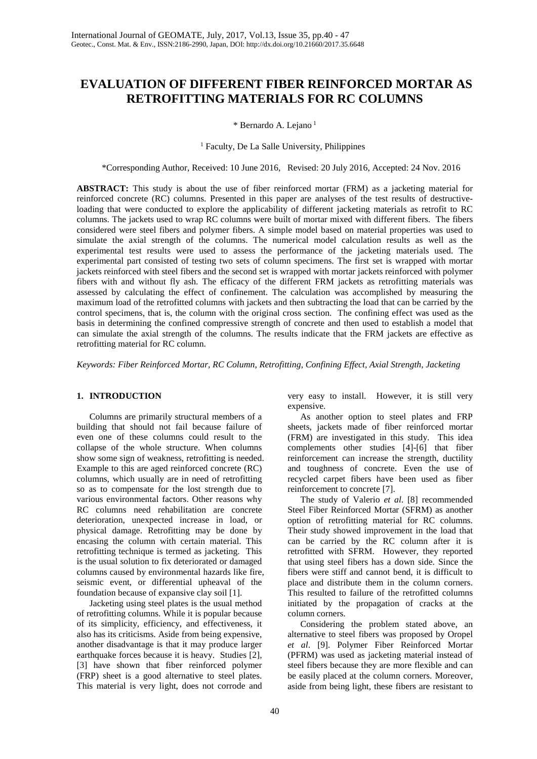# EVALUATION OF DIFFERENT FIBER REINFORCED MORTAR AS RETROFITTING MATERIALS FOR RC COLUMNS

\* Bernardo A. Lejano [1]

[1] Faculty, De La Salle University, Philippines

\*Corresponding Author, Received: 10 June 2016, Revised: 20 July 2016, Accepted: 24 Nov. 2016

**ABSTRACT:** This study is about the use of fiber reinforced mortar (FRM) as a jacketing material for reinforced concrete (RC) columns. Presented in this paper are analyses of the test results of destructive-loading that were conducted to explore the applicability of different jacketing materials as retrofit to RC columns. The jackets used to wrap RC columns were built of mortar mixed with different fibers. The fibers considered were steel fibers and polymer fibers. A simple model based on material properties was used to simulate the axial strength of the columns. The numerical model calculation results as well as the experimental test results were used to assess the performance of the jacketing materials used. The experimental part consisted of testing two sets of column specimens. The first set is wrapped with mortar jackets reinforced with steel fibers and the second set is wrapped with mortar jackets reinforced with polymer fibers with and without fly ash. The efficacy of the different FRM jackets as retrofitting materials was assessed by calculating the effect of confinement. The calculation was accomplished by measuring the maximum load of the retrofitted columns with jackets and then subtracting the load that can be carried by the control specimens, that is, the column with the original cross section. The confining effect was used as the basis in determining the confined compressive strength of concrete and then used to establish a model that can simulate the axial strength of the columns. The results indicate that the FRM jackets are effective as retrofitting material for RC column.

*Keywords: Fiber Reinforced Mortar, RC Column, Retrofitting, Confining Effect, Axial Strength, Jacketing*

## 1. INTRODUCTION

Columns are primarily structural members of a building that should not fail because failure of even one of these columns could result to the collapse of the whole structure. When columns show some sign of weakness, retrofitting is needed. Example to this are aged reinforced concrete (RC) columns, which usually are in need of retrofitting so as to compensate for the lost strength due to various environmental factors. Other reasons why RC columns need rehabilitation are concrete deterioration, unexpected increase in load, or physical damage. Retrofitting may be done by encasing the column with certain material. This retrofitting technique is termed as jacketing. This is the usual solution to fix deteriorated or damaged columns caused by environmental hazards like fire, seismic event, or differential upheaval of the foundation because of expansive clay soil [1].

Jacketing using steel plates is the usual method of retrofitting columns. While it is popular because of its simplicity, efficiency, and effectiveness, it also has its criticisms. Aside from being expensive, another disadvantage is that it may produce larger earthquake forces because it is heavy. Studies [2], [3] have shown that fiber reinforced polymer (FRP) sheet is a good alternative to steel plates. This material is very light, does not corrode and very easy to install. However, it is still very expensive.

As another option to steel plates and FRP sheets, jackets made of fiber reinforced mortar (FRM) are investigated in this study. This idea complements other studies [4]-[6] that fiber reinforcement can increase the strength, ductility and toughness of concrete. Even the use of recycled carpet fibers have been used as fiber reinforcement to concrete [7].

The study of Valerio *et al*. [8] recommended Steel Fiber Reinforced Mortar (SFRM) as another option of retrofitting material for RC columns. Their study showed improvement in the load that can be carried by the RC column after it is retrofitted with SFRM. However, they reported that using steel fibers has a down side. Since the fibers were stiff and cannot bend, it is difficult to place and distribute them in the column corners. This resulted to failure of the retrofitted columns initiated by the propagation of cracks at the column corners.

Considering the problem stated above, an alternative to steel fibers was proposed by Oropel *et al*. [9]. Polymer Fiber Reinforced Mortar (PFRM) was used as jacketing material instead of steel fibers because they are more flexible and can be easily placed at the column corners. Moreover, aside from being light, these fibers are resistant to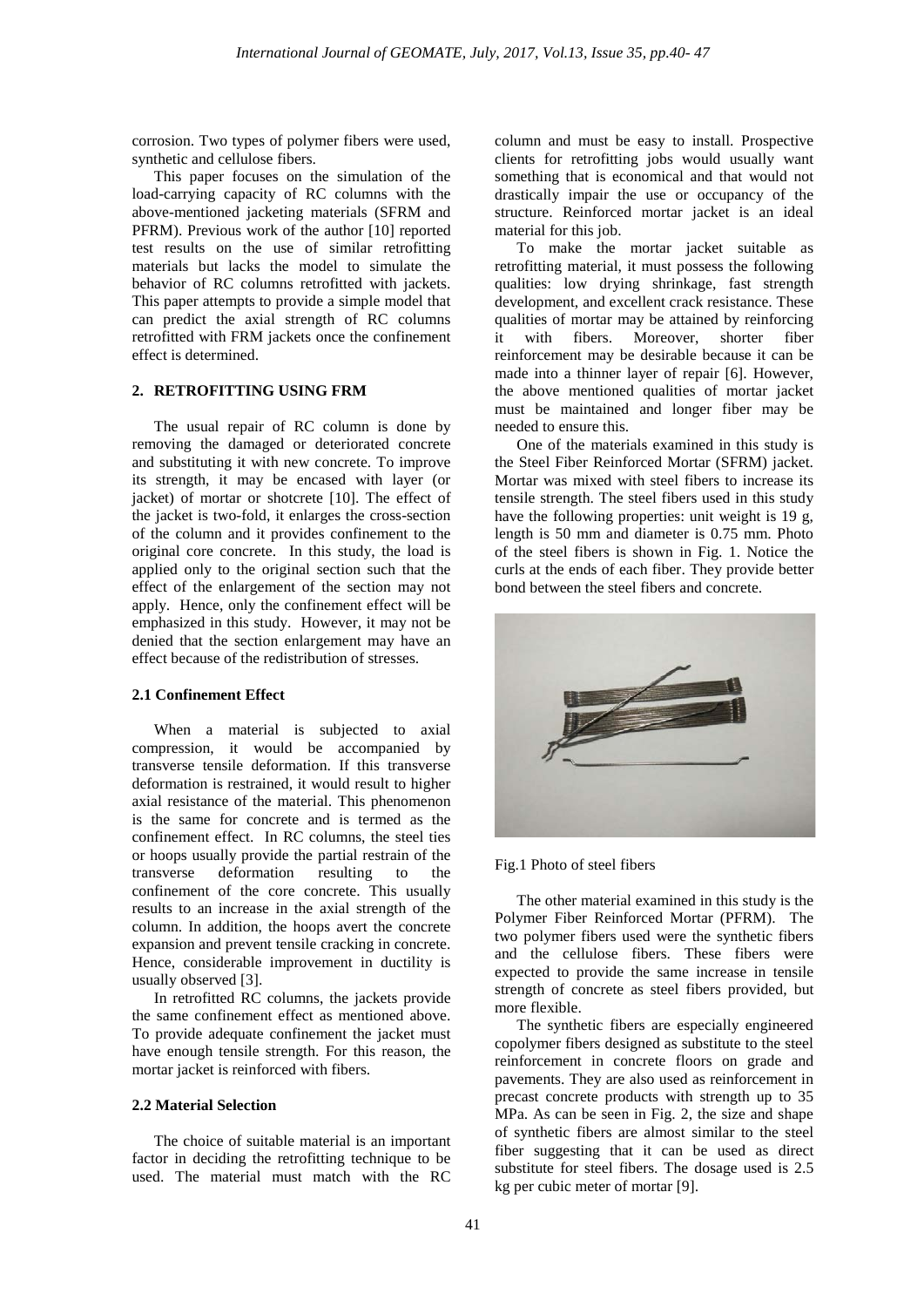corrosion. Two types of polymer fibers were used, synthetic and cellulose fibers.

This paper focuses on the simulation of the load-carrying capacity of RC columns with the above-mentioned jacketing materials (SFRM and PFRM). Previous work of the author [10] reported test results on the use of similar retrofitting materials but lacks the model to simulate the behavior of RC columns retrofitted with jackets. This paper attempts to provide a simple model that can predict the axial strength of RC columns retrofitted with FRM jackets once the confinement effect is determined.

## 2. RETROFITTING USING FRM

The usual repair of RC column is done by removing the damaged or deteriorated concrete and substituting it with new concrete. To improve its strength, it may be encased with layer (or jacket) of mortar or shotcrete [10]. The effect of the jacket is two-fold, it enlarges the cross-section of the column and it provides confinement to the original core concrete. In this study, the load is applied only to the original section such that the effect of the enlargement of the section may not apply. Hence, only the confinement effect will be emphasized in this study. However, it may not be denied that the section enlargement may have an effect because of the redistribution of stresses.

### 2.1 Confinement Effect

When a material is subjected to axial compression, it would be accompanied by transverse tensile deformation. If this transverse deformation is restrained, it would result to higher axial resistance of the material. This phenomenon is the same for concrete and is termed as the confinement effect. In RC columns, the steel ties or hoops usually provide the partial restrain of the transverse deformation resulting to the confinement of the core concrete. This usually results to an increase in the axial strength of the column. In addition, the hoops avert the concrete expansion and prevent tensile cracking in concrete. Hence, considerable improvement in ductility is usually observed [3].

In retrofitted RC columns, the jackets provide the same confinement effect as mentioned above. To provide adequate confinement the jacket must have enough tensile strength. For this reason, the mortar jacket is reinforced with fibers.

### 2.2 Material Selection

The choice of suitable material is an important factor in deciding the retrofitting technique to be used. The material must match with the RC column and must be easy to install. Prospective clients for retrofitting jobs would usually want something that is economical and that would not drastically impair the use or occupancy of the structure. Reinforced mortar jacket is an ideal material for this job.

To make the mortar jacket suitable as retrofitting material, it must possess the following qualities: low drying shrinkage, fast strength development, and excellent crack resistance. These qualities of mortar may be attained by reinforcing it with fibers. Moreover, shorter fiber reinforcement may be desirable because it can be made into a thinner layer of repair [6]. However, the above mentioned qualities of mortar jacket must be maintained and longer fiber may be needed to ensure this.

One of the materials examined in this study is the Steel Fiber Reinforced Mortar (SFRM) jacket. Mortar was mixed with steel fibers to increase its tensile strength. The steel fibers used in this study have the following properties: unit weight is 19 g, length is 50 mm and diameter is 0.75 mm. Photo of the steel fibers is shown in Fig. 1. Notice the curls at the ends of each fiber. They provide better bond between the steel fibers and concrete.

Fig.1 Photo of steel fibers

The other material examined in this study is the Polymer Fiber Reinforced Mortar (PFRM). The two polymer fibers used were the synthetic fibers and the cellulose fibers. These fibers were expected to provide the same increase in tensile strength of concrete as steel fibers provided, but more flexible.

The synthetic fibers are especially engineered copolymer fibers designed as substitute to the steel reinforcement in concrete floors on grade and pavements. They are also used as reinforcement in precast concrete products with strength up to 35 MPa. As can be seen in Fig. 2, the size and shape of synthetic fibers are almost similar to the steel fiber suggesting that it can be used as direct substitute for steel fibers. The dosage used is 2.5 kg per cubic meter of mortar [9].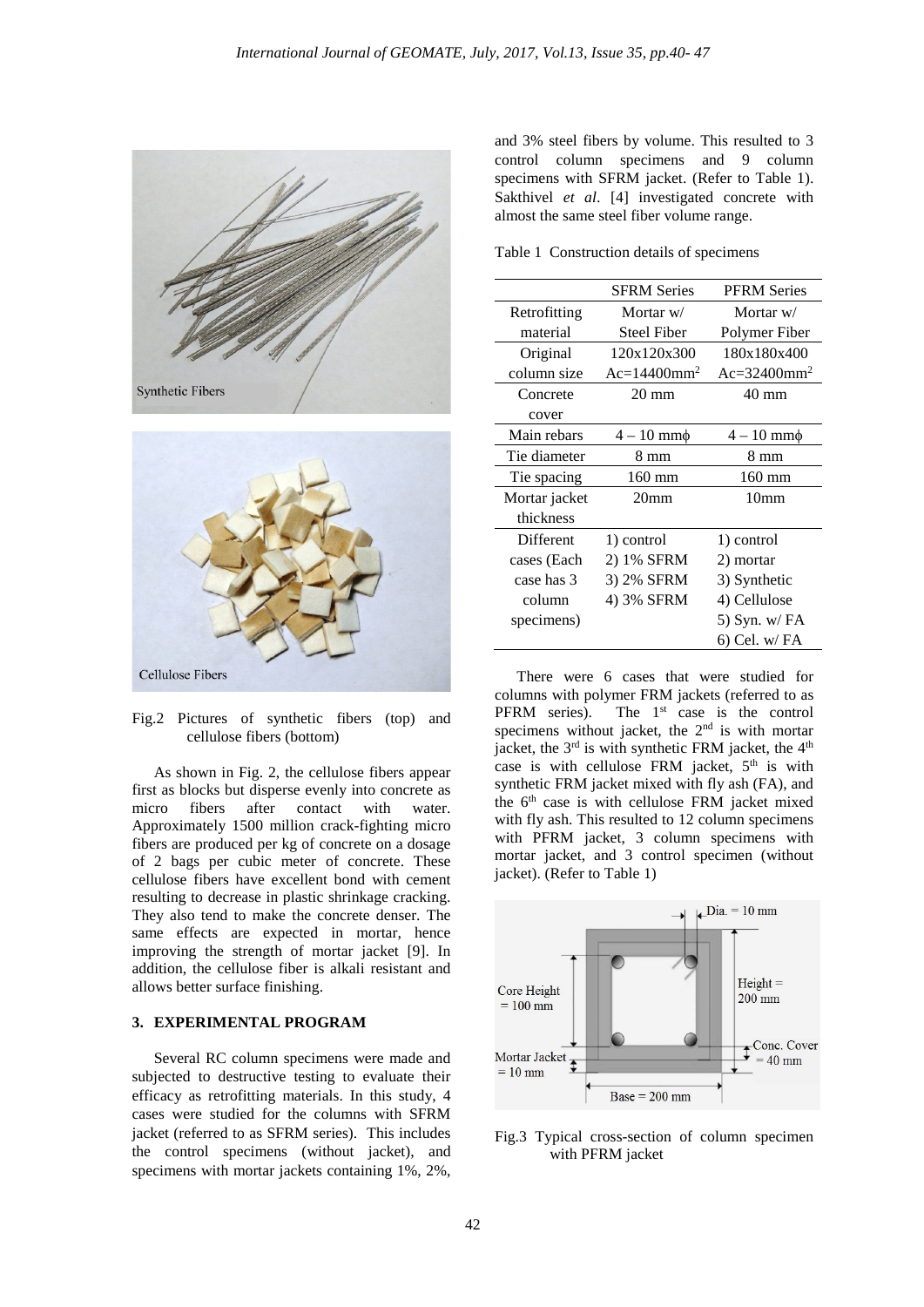Fig.2 Pictures of synthetic fibers (top) and cellulose fibers (bottom)

As shown in Fig. 2, the cellulose fibers appear first as blocks but disperse evenly into concrete as micro fibers after contact with water. Approximately 1500 million crack-fighting micro fibers are produced per kg of concrete on a dosage of 2 bags per cubic meter of concrete. These cellulose fibers have excellent bond with cement resulting to decrease in plastic shrinkage cracking. They also tend to make the concrete denser. The same effects are expected in mortar, hence improving the strength of mortar jacket [9]. In addition, the cellulose fiber is alkali resistant and allows better surface finishing.

## 3. EXPERIMENTAL PROGRAM

Several RC column specimens were made and subjected to destructive testing to evaluate their efficacy as retrofitting materials. In this study, 4 cases were studied for the columns with SFRM jacket (referred to as SFRM series). This includes the control specimens (without jacket), and specimens with mortar jackets containing 1%, 2%, and 3% steel fibers by volume. This resulted to 3 control column specimens and 9 column specimens with SFRM jacket. (Refer to Table 1). Sakthivel *et al*. [4] investigated concrete with almost the same steel fiber volume range.

Table 1 Construction details of specimens

| | SFRM Series | PFRM Series |
|---|---|---|
| Retrofitting material | Mortar w/ Steel Fiber | Mortar w/ Polymer Fiber |
| Original column size | 120x120x300 $Ac=14400mm^2$ | 180x180x400 $Ac=32400mm^2$ |
| Concrete cover | 20 mm | 40 mm |
| Main rebars | 4 – 10 mmϕ | 4 – 10 mmϕ |
| Tie diameter | 8 mm | 8 mm |
| Tie spacing | 160 mm | 160 mm |
| Mortar jacket thickness | 20mm | 10mm |
| Different cases (Each case has 3 column specimens) | 1) control<br>2) 1% SFRM<br>3) 2% SFRM<br>4) 3% SFRM | 1) control<br>2) mortar<br>3) Synthetic<br>4) Cellulose<br>5) Syn. w/ FA<br>6) Cel. w/ FA |

There were 6 cases that were studied for columns with polymer FRM jackets (referred to as PFRM series). The 1st case is the control specimens without jacket, the 2nd is with mortar jacket, the 3rd is with synthetic FRM jacket, the 4th case is with cellulose FRM jacket, 5th is with synthetic FRM jacket mixed with fly ash (FA), and the 6th case is with cellulose FRM jacket mixed with fly ash. This resulted to 12 column specimens with PFRM jacket, 3 column specimens with mortar jacket, and 3 control specimen (without jacket). (Refer to Table 1)

Fig.3 Typical cross-section of column specimen with PFRM jacket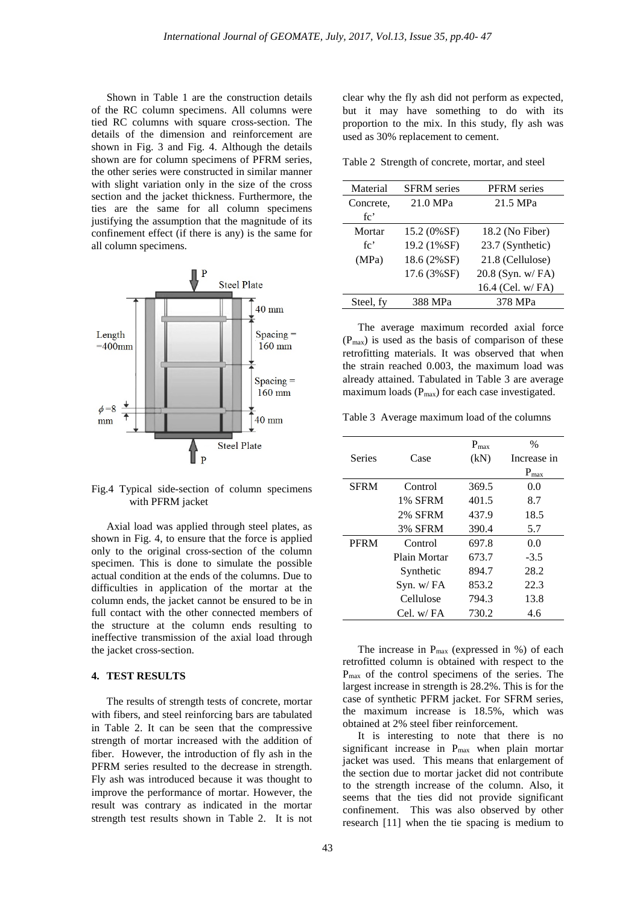Shown in Table 1 are the construction details of the RC column specimens. All columns were tied RC columns with square cross-section. The details of the dimension and reinforcement are shown in Fig. 3 and Fig. 4. Although the details shown are for column specimens of PFRM series, the other series were constructed in similar manner with slight variation only in the size of the cross section and the jacket thickness. Furthermore, the ties are the same for all column specimens justifying the assumption that the magnitude of its confinement effect (if there is any) is the same for all column specimens.

Fig.4 Typical side-section of column specimens with PFRM jacket

Axial load was applied through steel plates, as shown in Fig. 4, to ensure that the force is applied only to the original cross-section of the column specimen. This is done to simulate the possible actual condition at the ends of the columns. Due to difficulties in application of the mortar at the column ends, the jacket cannot be ensured to be in full contact with the other connected members of the structure at the column ends resulting to ineffective transmission of the axial load through the jacket cross-section.

## 4. TEST RESULTS

The results of strength tests of concrete, mortar with fibers, and steel reinforcing bars are tabulated in Table 2. It can be seen that the compressive strength of mortar increased with the addition of fiber. However, the introduction of fly ash in the PFRM series resulted to the decrease in strength. Fly ash was introduced because it was thought to improve the performance of mortar. However, the result was contrary as indicated in the mortar strength test results shown in Table 2. It is not clear why the fly ash did not perform as expected, but it may have something to do with its proportion to the mix. In this study, fly ash was used as 30% replacement to cement.

Table 2 Strength of concrete, mortar, and steel

| Material | SFRM series | PFRM series |
|---|---|---|
| Concrete, fc' | 21.0 MPa | 21.5 MPa |
| Mortar fc' (MPa) | 15.2 (0%SF) | 18.2 (No Fiber) |
| | 19.2 (1%SF) | 23.7 (Synthetic) |
| | 18.6 (2%SF) | 21.8 (Cellulose) |
| | 17.6 (3%SF) | 20.8 (Syn. w/ FA) |
| | | 16.4 (Cel. w/ FA) |
| Steel, fy | 388 MPa | 378 MPa |

The average maximum recorded axial force ($P_{max}$) is used as the basis of comparison of these retrofitting materials. It was observed that when the strain reached 0.003, the maximum load was already attained. Tabulated in Table 3 are average maximum loads ($P_{max}$) for each case investigated.

Table 3 Average maximum load of the columns

| Series | Case | $P_{max}$ (kN) | % Increase in $P_{max}$ |
|---|---|---|---|
| SFRM | Control | 369.5 | 0.0 |
| | 1% SFRM | 401.5 | 8.7 |
| | 2% SFRM | 437.9 | 18.5 |
| | 3% SFRM | 390.4 | 5.7 |
| PFRM | Control | 697.8 | 0.0 |
| | Plain Mortar | 673.7 | -3.5 |
| | Synthetic | 894.7 | 28.2 |
| | Syn. w/ FA | 853.2 | 22.3 |
| | Cellulose | 794.3 | 13.8 |
| | Cel. w/ FA | 730.2 | 4.6 |

The increase in $P_{max}$ (expressed in %) of each retrofitted column is obtained with respect to the $P_{max}$ of the control specimens of the series. The largest increase in strength is 28.2%. This is for the case of synthetic PFRM jacket. For SFRM series, the maximum increase is 18.5%, which was obtained at 2% steel fiber reinforcement.

It is interesting to note that there is no significant increase in $P_{max}$ when plain mortar jacket was used. This means that enlargement of the section due to mortar jacket did not contribute to the strength increase of the column. Also, it seems that the ties did not provide significant confinement. This was also observed by other research [11] when the tie spacing is medium to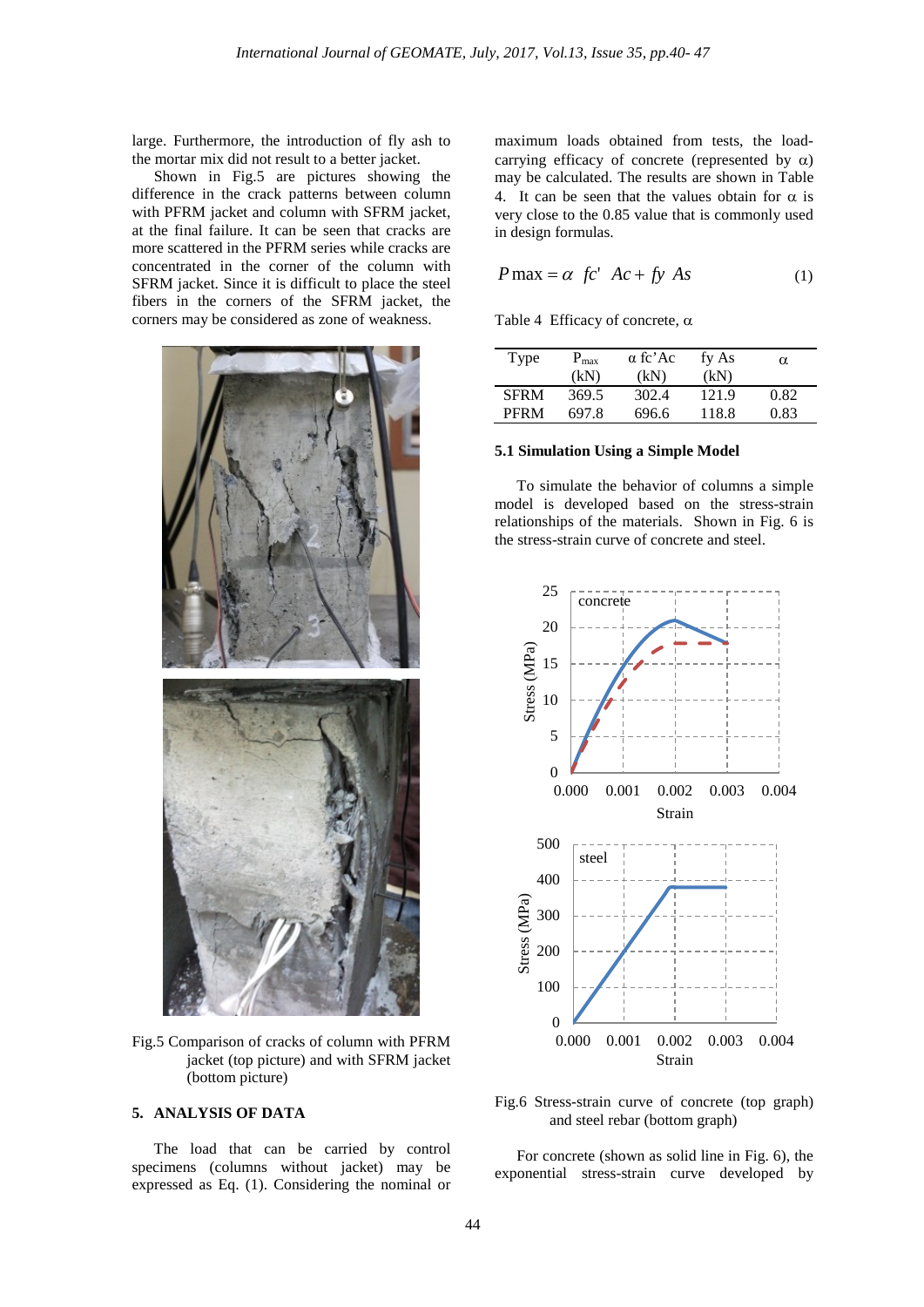large. Furthermore, the introduction of fly ash to the mortar mix did not result to a better jacket.

Shown in Fig.5 are pictures showing the difference in the crack patterns between column with PFRM jacket and column with SFRM jacket, at the final failure. It can be seen that cracks are more scattered in the PFRM series while cracks are concentrated in the corner of the column with SFRM jacket. Since it is difficult to place the steel fibers in the corners of the SFRM jacket, the corners may be considered as zone of weakness.

Fig.5 Comparison of cracks of column with PFRM jacket (top picture) and with SFRM jacket (bottom picture)

## 5. ANALYSIS OF DATA

The load that can be carried by control specimens (columns without jacket) may be expressed as Eq. (1). Considering the nominal or maximum loads obtained from tests, the load-carrying efficacy of concrete (represented by $\alpha$) may be calculated. The results are shown in Table 4. It can be seen that the values obtain for $\alpha$ is very close to the 0.85 value that is commonly used in design formulas.

$$P\max = \alpha \ fc' \ Ac + fy \ As \quad (1)$$

Table 4 Efficacy of concrete, $\alpha$

| Type | $P_{max}$ (kN) | $\alpha$ fc'Ac (kN) | fy As (kN) | $\alpha$ |
|---|---|---|---|---|
| SFRM | 369.5 | 302.4 | 121.9 | 0.82 |
| PFRM | 697.8 | 696.6 | 118.8 | 0.83 |

### 5.1 Simulation Using a Simple Model

To simulate the behavior of columns a simple model is developed based on the stress-strain relationships of the materials. Shown in Fig. 6 is the stress-strain curve of concrete and steel.

Fig.6 Stress-strain curve of concrete (top graph) and steel rebar (bottom graph)

For concrete (shown as solid line in Fig. 6), the exponential stress-strain curve developed by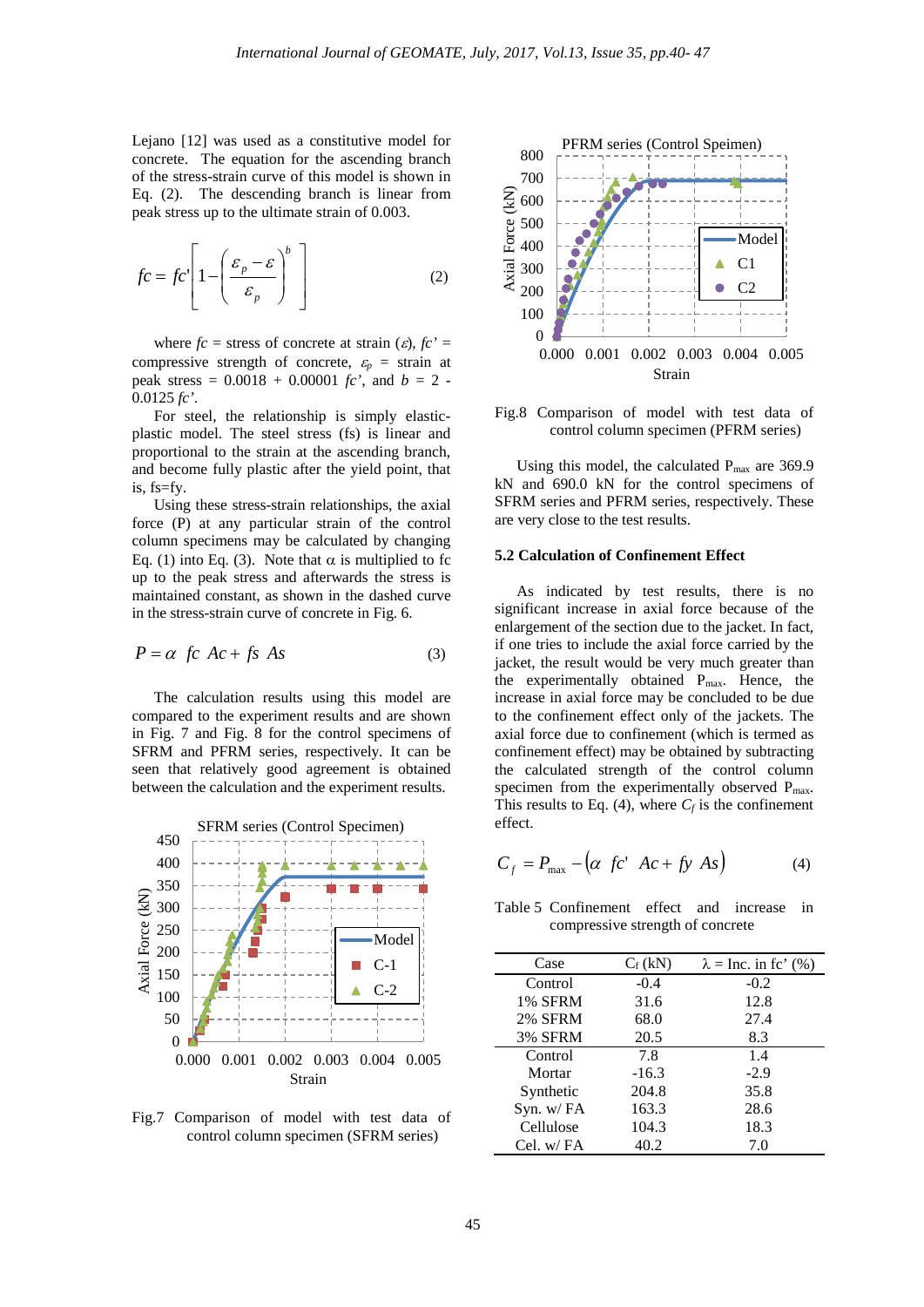Lejano [12] was used as a constitutive model for concrete. The equation for the ascending branch of the stress-strain curve of this model is shown in Eq. (2). The descending branch is linear from peak stress up to the ultimate strain of 0.003.

$$fc = fc'\left[1-\left(\frac{\varepsilon_p-\varepsilon}{\varepsilon_p}\right)^b\right] \tag{2}$$

where $fc$ = stress of concrete at strain ($\varepsilon$), $fc'$ = compressive strength of concrete, $\varepsilon_p$ = strain at peak stress = 0.0018 + 0.00001 $fc'$, and $b$ = 2 - 0.0125 $fc'$.

For steel, the relationship is simply elastic-plastic model. The steel stress (fs) is linear and proportional to the strain at the ascending branch, and become fully plastic after the yield point, that is, fs=fy.

Using these stress-strain relationships, the axial force (P) at any particular strain of the control column specimens may be calculated by changing Eq. (1) into Eq. (3). Note that α is multiplied to fc up to the peak stress and afterwards the stress is maintained constant, as shown in the dashed curve in the stress-strain curve of concrete in Fig. 6.

$$P = \alpha \;\; fc \;\; Ac + fs \;\; As \tag{3}$$

The calculation results using this model are compared to the experiment results and are shown in Fig. 7 and Fig. 8 for the control specimens of SFRM and PFRM series, respectively. It can be seen that relatively good agreement is obtained between the calculation and the experiment results.

Fig.7 Comparison of model with test data of control column specimen (SFRM series)

Fig.8 Comparison of model with test data of control column specimen (PFRM series)

Using this model, the calculated $P_{max}$ are 369.9 kN and 690.0 kN for the control specimens of SFRM series and PFRM series, respectively. These are very close to the test results.

### 5.2 Calculation of Confinement Effect

As indicated by test results, there is no significant increase in axial force because of the enlargement of the section due to the jacket. In fact, if one tries to include the axial force carried by the jacket, the result would be very much greater than the experimentally obtained $P_{max}$. Hence, the increase in axial force may be concluded to be due to the confinement effect only of the jackets. The axial force due to confinement (which is termed as confinement effect) may be obtained by subtracting the calculated strength of the control column specimen from the experimentally observed $P_{max}$. This results to Eq. (4), where $C_f$ is the confinement effect.

$$C_f = P_{max} - \left(\alpha \;\; fc' \;\; Ac + fy \;\; As\right) \tag{4}$$

Table 5 Confinement effect and increase in compressive strength of concrete

| Case | $C_f$ (kN) | λ = Inc. in fc' (%) |
|---|---|---|
| Control | -0.4 | -0.2 |
| 1% SFRM | 31.6 | 12.8 |
| 2% SFRM | 68.0 | 27.4 |
| 3% SFRM | 20.5 | 8.3 |
| Control | 7.8 | 1.4 |
| Mortar | -16.3 | -2.9 |
| Synthetic | 204.8 | 35.8 |
| Syn. w/ FA | 163.3 | 28.6 |
| Cellulose | 104.3 | 18.3 |
| Cel. w/ FA | 40.2 | 7.0 |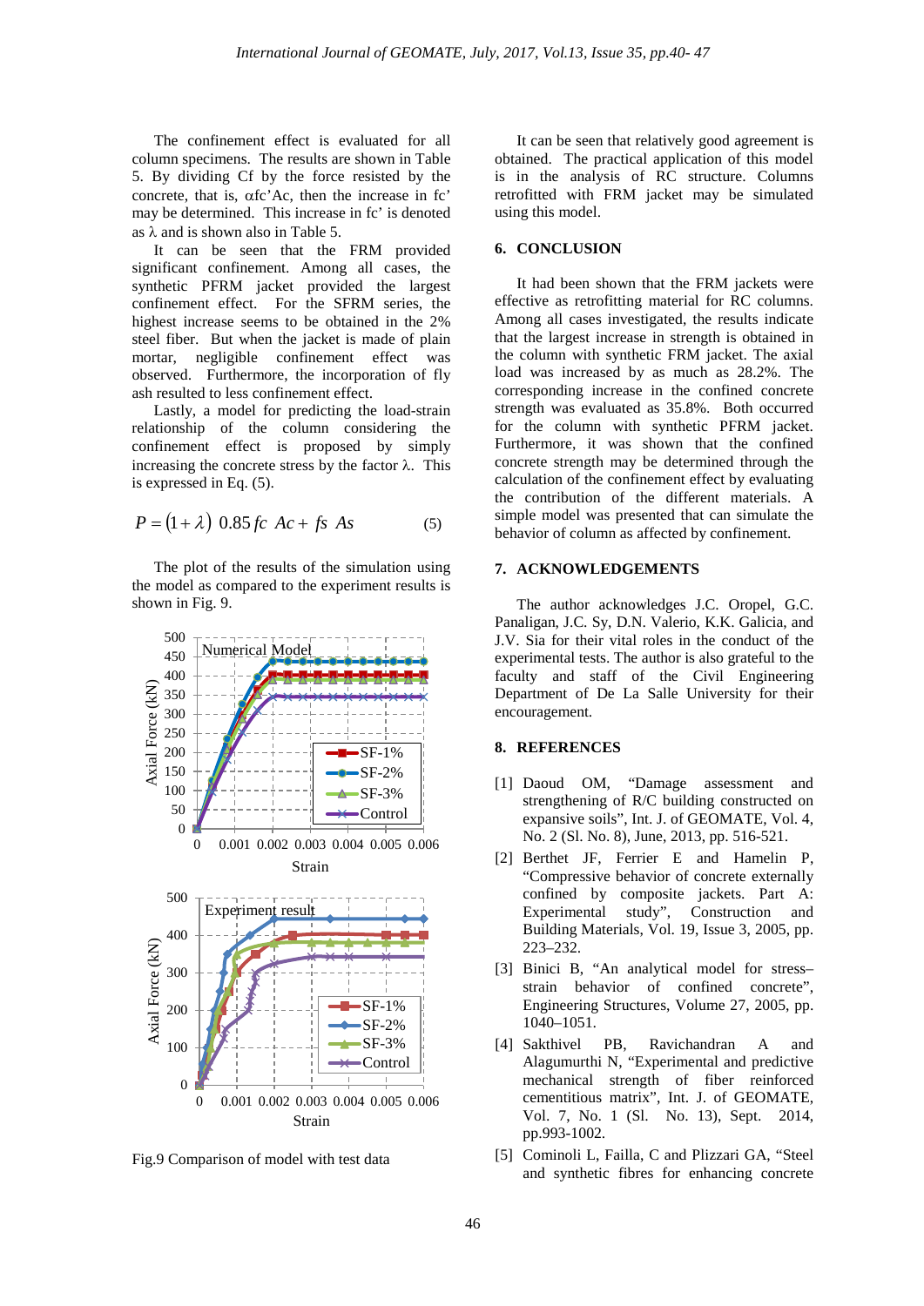The confinement effect is evaluated for all column specimens. The results are shown in Table 5. By dividing Cf by the force resisted by the concrete, that is, αfc'Ac, then the increase in fc' may be determined. This increase in fc' is denoted as λ and is shown also in Table 5.

It can be seen that the FRM provided significant confinement. Among all cases, the synthetic PFRM jacket provided the largest confinement effect. For the SFRM series, the highest increase seems to be obtained in the 2% steel fiber. But when the jacket is made of plain mortar, negligible confinement effect was observed. Furthermore, the incorporation of fly ash resulted to less confinement effect.

Lastly, a model for predicting the load-strain relationship of the column considering the confinement effect is proposed by simply increasing the concrete stress by the factor λ. This is expressed in Eq. (5).

$$P = (1+\lambda)\ 0.85\,fc\ \ Ac + fs\ \ As \qquad (5)$$

The plot of the results of the simulation using the model as compared to the experiment results is shown in Fig. 9.

Fig.9 Comparison of model with test data

It can be seen that relatively good agreement is obtained. The practical application of this model is in the analysis of RC structure. Columns retrofitted with FRM jacket may be simulated using this model.

## 6. CONCLUSION

It had been shown that the FRM jackets were effective as retrofitting material for RC columns. Among all cases investigated, the results indicate that the largest increase in strength is obtained in the column with synthetic FRM jacket. The axial load was increased by as much as 28.2%. The corresponding increase in the confined concrete strength was evaluated as 35.8%. Both occurred for the column with synthetic PFRM jacket. Furthermore, it was shown that the confined concrete strength may be determined through the calculation of the confinement effect by evaluating the contribution of the different materials. A simple model was presented that can simulate the behavior of column as affected by confinement.

## 7. ACKNOWLEDGEMENTS

The author acknowledges J.C. Oropel, G.C. Panaligan, J.C. Sy, D.N. Valerio, K.K. Galicia, and J.V. Sia for their vital roles in the conduct of the experimental tests. The author is also grateful to the faculty and staff of the Civil Engineering Department of De La Salle University for their encouragement.

## 8. REFERENCES

[1] Daoud OM, "Damage assessment and strengthening of R/C building constructed on expansive soils", Int. J. of GEOMATE, Vol. 4, No. 2 (Sl. No. 8), June, 2013, pp. 516-521.

[2] Berthet JF, Ferrier E and Hamelin P, "Compressive behavior of concrete externally confined by composite jackets. Part A: Experimental study", Construction and Building Materials, Vol. 19, Issue 3, 2005, pp. 223–232.

[3] Binici B, "An analytical model for stress–strain behavior of confined concrete", Engineering Structures, Volume 27, 2005, pp. 1040–1051.

[4] Sakthivel PB, Ravichandran A and Alagumurthi N, "Experimental and predictive mechanical strength of fiber reinforced cementitious matrix", Int. J. of GEOMATE, Vol. 7, No. 1 (Sl. No. 13), Sept. 2014, pp.993-1002.

[5] Cominoli L, Failla, C and Plizzari GA, "Steel and synthetic fibres for enhancing concrete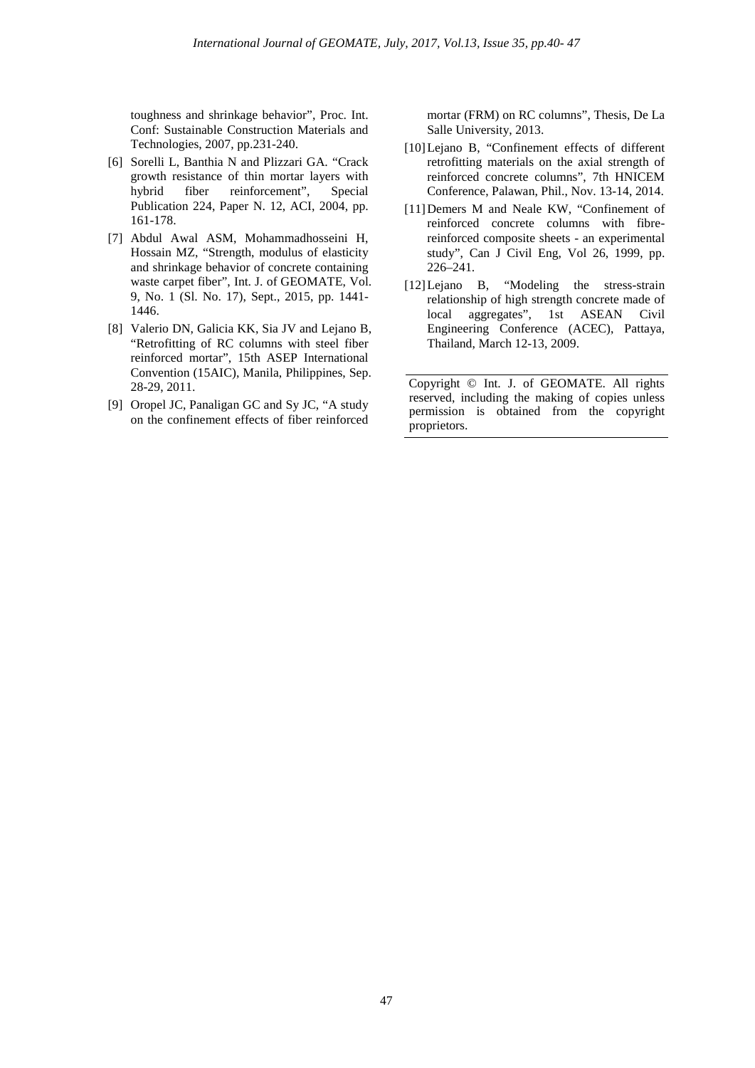toughness and shrinkage behavior", Proc. Int. Conf: Sustainable Construction Materials and Technologies, 2007, pp.231-240.

[6] Sorelli L, Banthia N and Plizzari GA. "Crack growth resistance of thin mortar layers with hybrid fiber reinforcement", Special Publication 224, Paper N. 12, ACI, 2004, pp. 161-178.

[7] Abdul Awal ASM, Mohammadhosseini H, Hossain MZ, "Strength, modulus of elasticity and shrinkage behavior of concrete containing waste carpet fiber", Int. J. of GEOMATE, Vol. 9, No. 1 (Sl. No. 17), Sept., 2015, pp. 1441-1446.

[8] Valerio DN, Galicia KK, Sia JV and Lejano B, "Retrofitting of RC columns with steel fiber reinforced mortar", 15th ASEP International Convention (15AIC), Manila, Philippines, Sep. 28-29, 2011.

[9] Oropel JC, Panaligan GC and Sy JC, "A study on the confinement effects of fiber reinforced mortar (FRM) on RC columns", Thesis, De La Salle University, 2013.

[10] Lejano B, "Confinement effects of different retrofitting materials on the axial strength of reinforced concrete columns", 7th HNICEM Conference, Palawan, Phil., Nov. 13-14, 2014.

[11] Demers M and Neale KW, "Confinement of reinforced concrete columns with fibre-reinforced composite sheets - an experimental study", Can J Civil Eng, Vol 26, 1999, pp. 226–241.

[12] Lejano B, "Modeling the stress-strain relationship of high strength concrete made of local aggregates", 1st ASEAN Civil Engineering Conference (ACEC), Pattaya, Thailand, March 12-13, 2009.

---

Copyright © Int. J. of GEOMATE. All rights reserved, including the making of copies unless permission is obtained from the copyright proprietors.